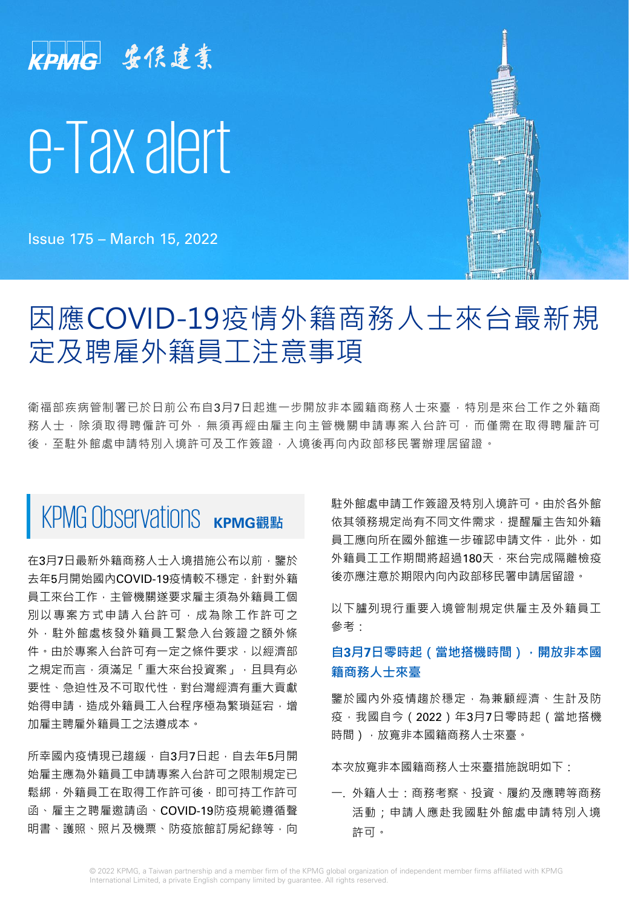KPMG 安侯建業

# e-Tax alert

Issue 175 – March 15, 2022

# 因應COVID-19疫情外籍商務人士來台最新規定及聘雇外籍員工注意事項

衛福部疾病管制署已於日前公布自3月7日起進一步開放非本國籍商務人士來臺，特別是來台工作之外籍商務人士，除須取得聘僱許可外，無須再經由雇主向主管機關申請專案入台許可，而僅需在取得聘雇許可後，至駐外館處申請特別入境許可及工作簽證，入境後再向內政部移民署辦理居留證。

## KPMG Observations **KPMG觀點**

在3月7日最新外籍商務人士入境措施公布以前，鑒於去年5月開始國內COVID-19疫情較不穩定，針對外籍員工來台工作，主管機關遂要求雇主須為外籍員工個別以專案方式申請入台許可，成為除工作許可之外，駐外館處核發外籍員工緊急入台簽證之額外條件。由於專案入台許可有一定之條件要求，以經濟部之規定而言，須滿足「重大來台投資案」，且具有必要性、急迫性及不可取代性，對台灣經濟有重大貢獻始得申請，造成外籍員工入台程序極為繁瑣延宕，增加雇主聘雇外籍員工之法遵成本。

所幸國內疫情現已趨緩，自3月7日起，自去年5月開始雇主應為外籍員工申請專案入台許可之限制規定已鬆綁，外籍員工在取得工作許可後，即可持工作許可函、雇主之聘雇邀請函、COVID-19防疫規範遵循聲明書、護照、照片及機票、防疫旅館訂房紀錄等，向駐外館處申請工作簽證及特別入境許可。由於各外館依其領務規定尚有不同文件需求，提醒雇主告知外籍員工應向所在國外館進一步確認申請文件，此外，如外籍員工工作期間將超過180天，來台完成隔離檢疫後亦應注意於期限內向內政部移民署申請居留證。

以下臚列現行重要入境管制規定供雇主及外籍員工參考：

### 自3月7日零時起（當地搭機時間），開放非本國籍商務人士來臺

鑒於國內外疫情趨於穩定，為兼顧經濟、生計及防疫，我國自今（2022）年3月7日零時起（當地搭機時間），放寬非本國籍商務人士來臺。

本次放寬非本國籍商務人士來臺措施說明如下：

一. 外籍人士：商務考察、投資、履約及應聘等商務活動；申請人應赴我國駐外館處申請特別入境許可。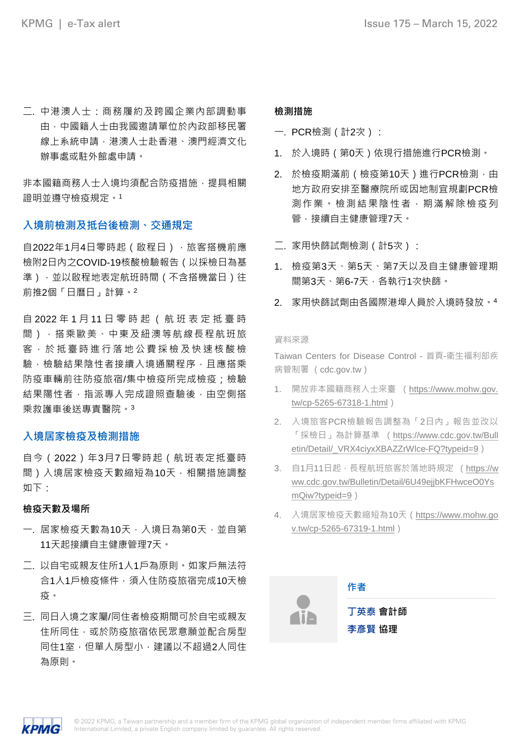二. 中港澳人士：商務履約及跨國企業內部調動事由，中國籍人士由我國邀請單位於內政部移民署線上系統申請，港澳人士赴香港、澳門經濟文化辦事處或駐外館處申請。

非本國籍商務人士入境均須配合防疫措施，提具相關證明並遵守檢疫規定。[1]

## 入境前檢測及抵台後檢測、交通規定

自2022年1月4日零時起（啟程日），旅客搭機前應檢附2日內之COVID-19核酸檢驗報告（以採檢日為基準），並以啟程地表定航班時間（不含搭機當日）往前推2個「日曆日」計算。[2]

自2022年1月11日零時起（航班表定抵臺時間），搭乘歐美、中東及紐澳等航線長程航班旅客，於抵臺時進行落地公費採檢及快速核酸檢驗，檢驗結果陰性者接續入境通關程序，且應搭乘防疫車輛前往防疫旅宿/集中檢疫所完成檢疫；檢驗結果陽性者，指派專人完成證照查驗後，由空側搭乘救護車後送專責醫院。[3]

## 入境居家檢疫及檢測措施

自今（2022）年3月7日零時起（航班表定抵臺時間）入境居家檢疫天數縮短為10天，相關措施調整如下：

**檢疫天數及場所**

一. 居家檢疫天數為10天，入境日為第0天，並自第11天起接續自主健康管理7天。

二. 以自宅或親友住所1人1戶為原則。如家戶無法符合1人1戶檢疫條件，須入住防疫旅宿完成10天檢疫。

三. 同日入境之家屬/同住者檢疫期間可於自宅或親友住所同住，或於防疫旅宿依民眾意願並配合房型同住1室，但單人房型小，建議以不超過2人同住為原則。

**檢測措施**

一. PCR檢測（計2次）：

1. 於入境時（第0天）依現行措施進行PCR檢測。
2. 於檢疫期滿前（檢疫第10天）進行PCR檢測，由地方政府安排至醫療院所或因地制宜規劃PCR檢測作業。檢測結果陰性者，期滿解除檢疫列管，接續自主健康管理7天。

二. 家用快篩試劑檢測（計5次）：

1. 檢疫第3天、第5天、第7天以及自主健康管理期間第3天、第6-7天，各執行1次快篩。
2. 家用快篩試劑由各國際港埠人員於入境時發放。[4]

資料來源

Taiwan Centers for Disease Control - 首頁-衛生福利部疾病管制署（cdc.gov.tw）

1. 開放非本國籍商務人士來臺（https://www.mohw.gov.tw/cp-5265-67318-1.html）
2. 入境旅客PCR檢驗報告調整為「2日內」報告並改以「採檢日」為計算基準（https://www.cdc.gov.tw/Bulletin/Detail/_VRX4ciyxXBAZZrWlce-FQ?typeid=9）
3. 自1月11日起，長程航班旅客於落地時規定（https://www.cdc.gov.tw/Bulletin/Detail/6U49ejjbKFHwceO0YsmQiw?typeid=9）
4. 入境居家檢疫天數縮短為10天（https://www.mohw.gov.tw/cp-5265-67319-1.html）

**作者**

丁英泰 **會計師**

李彥賢 **協理**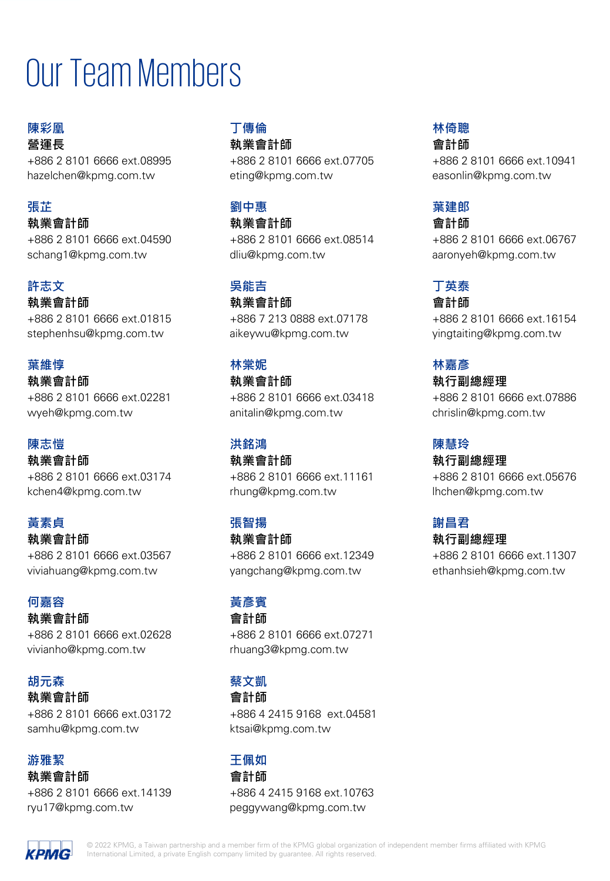# Our Team Members

**陳彩凰**
**營運長**
+886 2 8101 6666 ext.08995
hazelchen@kpmg.com.tw

**張芷**
**執業會計師**
+886 2 8101 6666 ext.04590
schang1@kpmg.com.tw

**許志文**
**執業會計師**
+886 2 8101 6666 ext.01815
stephenhsu@kpmg.com.tw

**葉維惇**
**執業會計師**
+886 2 8101 6666 ext.02281
wyeh@kpmg.com.tw

**陳志愷**
**執業會計師**
+886 2 8101 6666 ext.03174
kchen4@kpmg.com.tw

**黃素貞**
**執業會計師**
+886 2 8101 6666 ext.03567
viviahuang@kpmg.com.tw

**何嘉容**
**執業會計師**
+886 2 8101 6666 ext.02628
vivianho@kpmg.com.tw

**胡元森**
**執業會計師**
+886 2 8101 6666 ext.03172
samhu@kpmg.com.tw

**游雅絜**
**執業會計師**
+886 2 8101 6666 ext.14139
ryu17@kpmg.com.tw

**丁傳倫**
**執業會計師**
+886 2 8101 6666 ext.07705
eting@kpmg.com.tw

**劉中惠**
**執業會計師**
+886 2 8101 6666 ext.08514
dliu@kpmg.com.tw

**吳能吉**
**執業會計師**
+886 7 213 0888 ext.07178
aikeywu@kpmg.com.tw

**林棠妮**
**執業會計師**
+886 2 8101 6666 ext.03418
anitalin@kpmg.com.tw

**洪銘鴻**
**執業會計師**
+886 2 8101 6666 ext.11161
rhung@kpmg.com.tw

**張智揚**
**執業會計師**
+886 2 8101 6666 ext.12349
yangchang@kpmg.com.tw

**黃彥賓**
**會計師**
+886 2 8101 6666 ext.07271
rhuang3@kpmg.com.tw

**蔡文凱**
**會計師**
+886 4 2415 9168 ext.04581
ktsai@kpmg.com.tw

**王佩如**
**會計師**
+886 4 2415 9168 ext.10763
peggywang@kpmg.com.tw

**林倚聰**
**會計師**
+886 2 8101 6666 ext.10941
easonlin@kpmg.com.tw

**葉建郎**
**會計師**
+886 2 8101 6666 ext.06767
aaronyeh@kpmg.com.tw

**丁英泰**
**會計師**
+886 2 8101 6666 ext.16154
yingtaiting@kpmg.com.tw

**林嘉彥**
**執行副總經理**
+886 2 8101 6666 ext.07886
chrislin@kpmg.com.tw

**陳慧玲**
**執行副總經理**
+886 2 8101 6666 ext.05676
lhchen@kpmg.com.tw

**謝昌君**
**執行副總經理**
+886 2 8101 6666 ext.11307
ethanhsieh@kpmg.com.tw

© 2022 KPMG, a Taiwan partnership and a member firm of the KPMG global organization of independent member firms affiliated with KPMG International Limited, a private English company limited by guarantee. All rights reserved.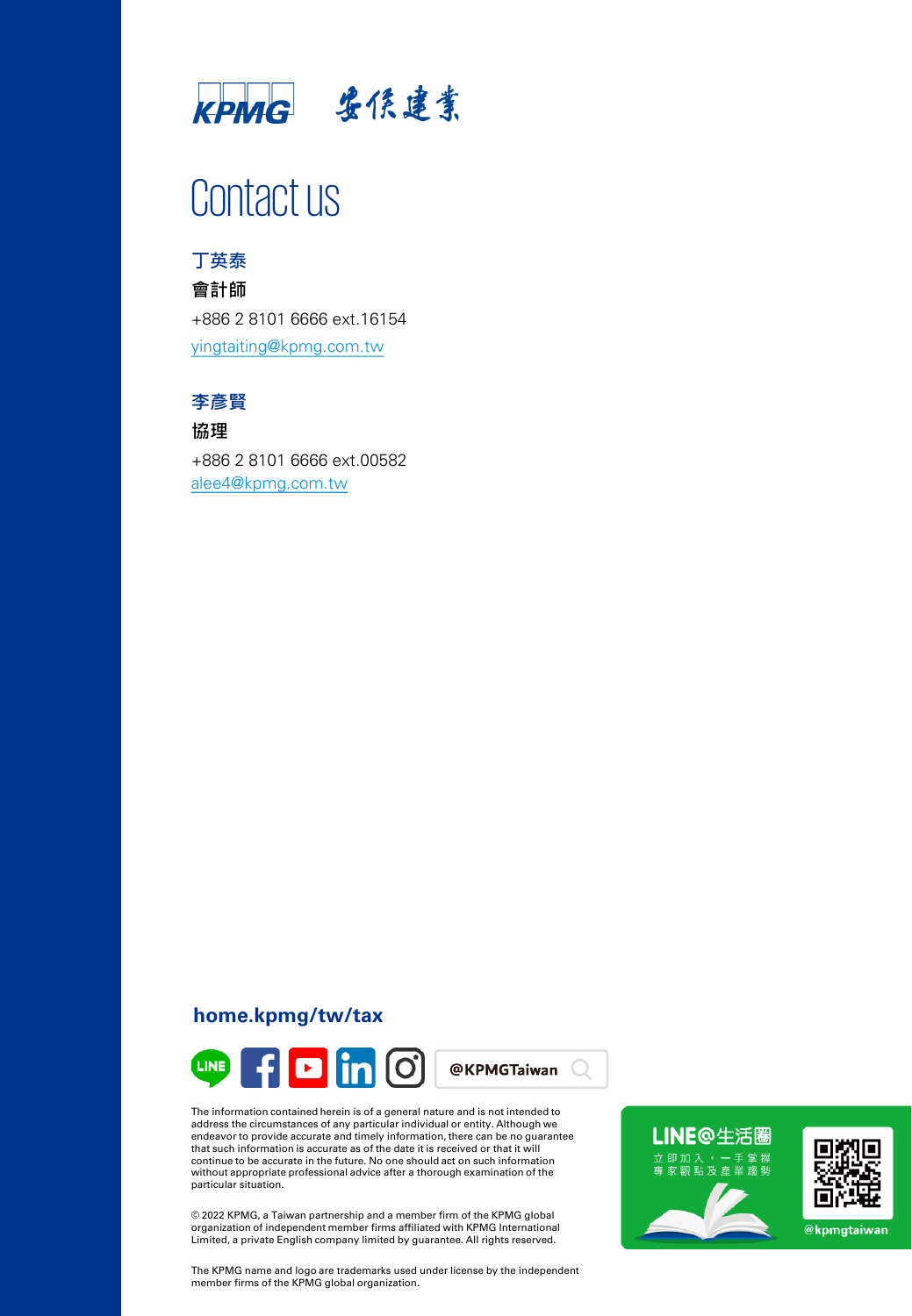KPMG 安侯建業

# Contact us

**丁英泰**

**會計師**

+886 2 8101 6666 ext.16154

yingtaiting@kpmg.com.tw

**李彥賢**

**協理**

+886 2 8101 6666 ext.00582

alee4@kpmg.com.tw

**home.kpmg/tw/tax**

@KPMGTaiwan

The information contained herein is of a general nature and is not intended to address the circumstances of any particular individual or entity. Although we endeavor to provide accurate and timely information, there can be no guarantee that such information is accurate as of the date it is received or that it will continue to be accurate in the future. No one should act on such information without appropriate professional advice after a thorough examination of the particular situation.

© 2022 KPMG, a Taiwan partnership and a member firm of the KPMG global organization of independent member firms affiliated with KPMG International Limited, a private English company limited by guarantee. All rights reserved.

The KPMG name and logo are trademarks used under license by the independent member firms of the KPMG global organization.

LINE@生活圈

立即加入，一手掌握 專家觀點及產業趨勢

@kpmgtaiwan